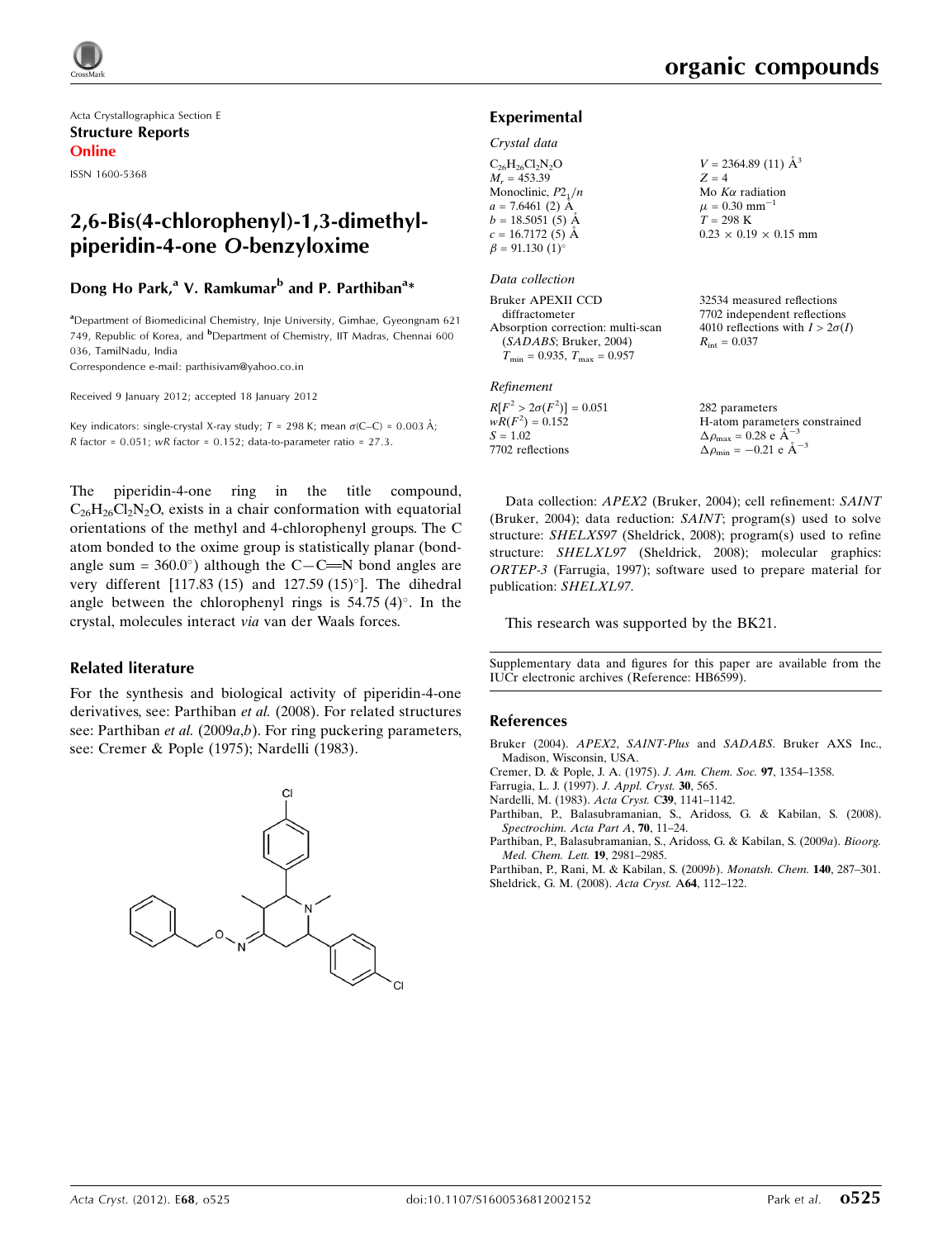Acta Crystallographica Section E

**Structure Reports Online**

ISSN 1600-5368

# 2,6-Bis(4-chlorophenyl)-1,3-dimethylpiperidin-4-one *O*-benzyloxime

**Dong Ho Park,[a] V. Ramkumar[b] and P. Parthiban[a]***

[a]Department of Biomedicinal Chemistry, Inje University, Gimhae, Gyeongnam 621 749, Republic of Korea, and [b]Department of Chemistry, IIT Madras, Chennai 600 036, TamilNadu, India

Correspondence e-mail: parthisivam@yahoo.co.in

Received 9 January 2012; accepted 18 January 2012

Key indicators: single-crystal X-ray study; $T = 298$ K; mean $\sigma$(C–C) = 0.003 Å; $R$ factor = 0.051; $wR$ factor = 0.152; data-to-parameter ratio = 27.3.

The piperidin-4-one ring in the title compound, $C_{26}H_{26}Cl_2N_2O$, exists in a chair conformation with equatorial orientations of the methyl and 4-chlorophenyl groups. The C atom bonded to the oxime group is statistically planar (bond-angle sum = 360.0°) although the C—C=N bond angles are very different [117.83 (15) and 127.59 (15)°]. The dihedral angle between the chlorophenyl rings is 54.75 (4)°. In the crystal, molecules interact *via* van der Waals forces.

## Related literature

For the synthesis and biological activity of piperidin-4-one derivatives, see: Parthiban *et al.* (2008). For related structures see: Parthiban *et al.* (2009*a*,*b*). For ring puckering parameters, see: Cremer & Pople (1975); Nardelli (1983).

## Experimental

### Crystal data

$C_{26}H_{26}Cl_2N_2O$
$M_r = 453.39$
Monoclinic, $P2_1/n$
$a = 7.6461$ (2) Å
$b = 18.5051$ (5) Å
$c = 16.7172$ (5) Å
$\beta = 91.130$ (1)°
$V = 2364.89$ (11) Å$^3$
$Z = 4$
Mo $K\alpha$ radiation
$\mu = 0.30$ mm$^{-1}$
$T = 298$ K
0.23 × 0.19 × 0.15 mm

### Data collection

Bruker APEXII CCD diffractometer
Absorption correction: multi-scan (*SADABS*; Bruker, 2004)
$T_{min} = 0.935$, $T_{max} = 0.957$
32534 measured reflections
7702 independent reflections
4010 reflections with $I > 2\sigma(I)$
$R_{int} = 0.037$

### Refinement

$R[F^2 > 2\sigma(F^2)] = 0.051$
$wR(F^2) = 0.152$
$S = 1.02$
7702 reflections
282 parameters
H-atom parameters constrained
$\Delta\rho_{max} = 0.28$ e Å$^{-3}$
$\Delta\rho_{min} = -0.21$ e Å$^{-3}$

Data collection: *APEX2* (Bruker, 2004); cell refinement: *SAINT* (Bruker, 2004); data reduction: *SAINT*; program(s) used to solve structure: *SHELXS97* (Sheldrick, 2008); program(s) used to refine structure: *SHELXL97* (Sheldrick, 2008); molecular graphics: *ORTEP-3* (Farrugia, 1997); software used to prepare material for publication: *SHELXL97*.

This research was supported by the BK21.

Supplementary data and figures for this paper are available from the IUCr electronic archives (Reference: HB6599).

## References

Bruker (2004). *APEX2*, *SAINT-Plus* and *SADABS*. Bruker AXS Inc., Madison, Wisconsin, USA.
Cremer, D. & Pople, J. A. (1975). *J. Am. Chem. Soc.* **97**, 1354–1358.
Farrugia, L. J. (1997). *J. Appl. Cryst.* **30**, 565.
Nardelli, M. (1983). *Acta Cryst.* C**39**, 1141–1142.
Parthiban, P., Balasubramanian, S., Aridoss, G. & Kabilan, S. (2008). *Spectrochim. Acta Part A*, **70**, 11–24.
Parthiban, P., Balasubramanian, S., Aridoss, G. & Kabilan, S. (2009*a*). *Bioorg. Med. Chem. Lett.* **19**, 2981–2985.
Parthiban, P., Rani, M. & Kabilan, S. (2009*b*). *Monatsh. Chem.* **140**, 287–301.
Sheldrick, G. M. (2008). *Acta Cryst.* A**64**, 112–122.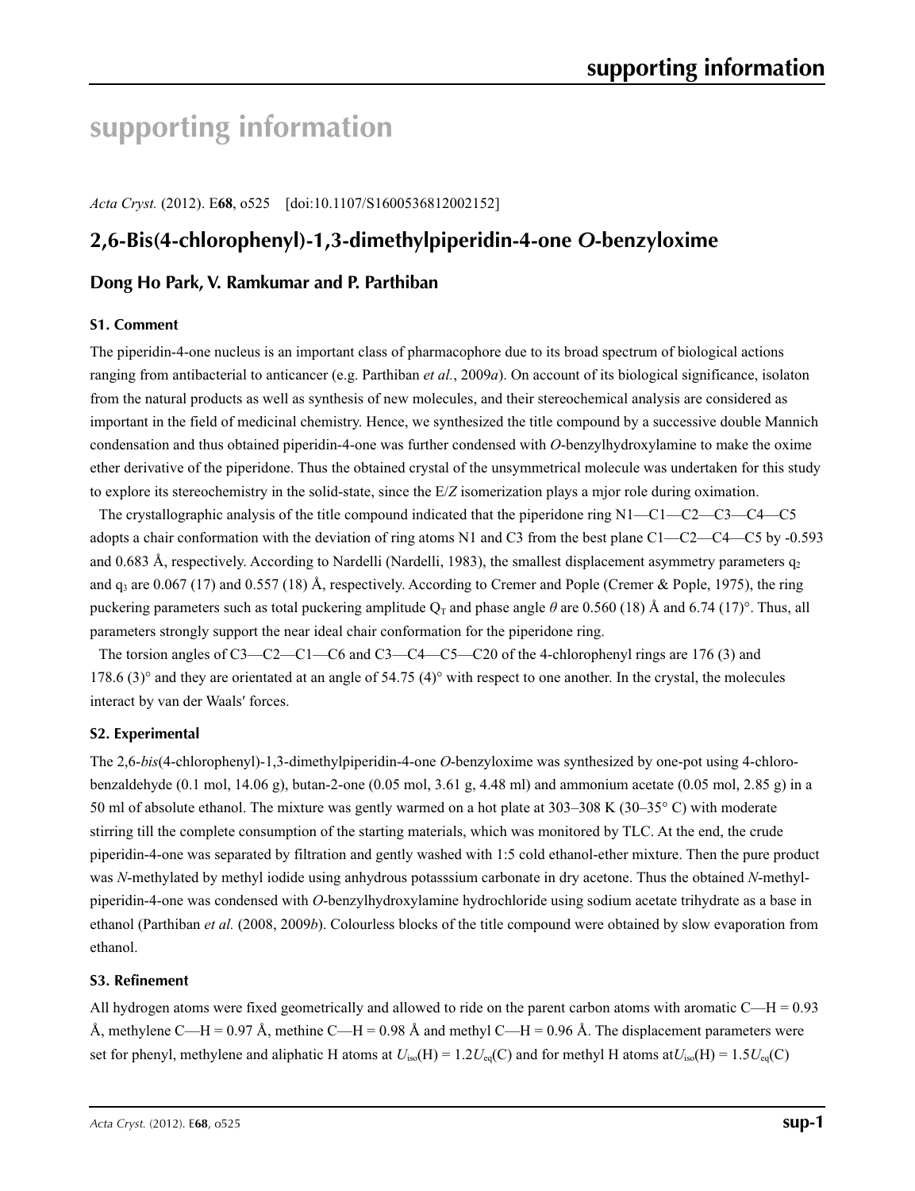# supporting information

*Acta Cryst.* (2012). E**68**, o525 [doi:10.1107/S1600536812002152]

## 2,6-Bis(4-chlorophenyl)-1,3-dimethylpiperidin-4-one *O*-benzyloxime

### Dong Ho Park, V. Ramkumar and P. Parthiban

#### S1. Comment

The piperidin-4-one nucleus is an important class of pharmacophore due to its broad spectrum of biological actions ranging from antibacterial to anticancer (e.g. Parthiban *et al.*, 2009*a*). On account of its biological significance, isolaton from the natural products as well as synthesis of new molecules, and their stereochemical analysis are considered as important in the field of medicinal chemistry. Hence, we synthesized the title compound by a successive double Mannich condensation and thus obtained piperidin-4-one was further condensed with *O*-benzylhydroxylamine to make the oxime ether derivative of the piperidone. Thus the obtained crystal of the unsymmetrical molecule was undertaken for this study to explore its stereochemistry in the solid-state, since the E/*Z* isomerization plays a mjor role during oximation.

The crystallographic analysis of the title compound indicated that the piperidone ring N1—C1—C2—C3—C4—C5 adopts a chair conformation with the deviation of ring atoms N1 and C3 from the best plane C1—C2—C4—C5 by -0.593 and 0.683 Å, respectively. According to Nardelli (Nardelli, 1983), the smallest displacement asymmetry parameters $q_2$ and $q_3$ are 0.067 (17) and 0.557 (18) Å, respectively. According to Cremer and Pople (Cremer & Pople, 1975), the ring puckering parameters such as total puckering amplitude $Q_T$ and phase angle $\theta$ are 0.560 (18) Å and 6.74 (17)°. Thus, all parameters strongly support the near ideal chair conformation for the piperidone ring.

The torsion angles of C3—C2—C1—C6 and C3—C4—C5—C20 of the 4-chlorophenyl rings are 176 (3) and 178.6 (3)° and they are orientated at an angle of 54.75 (4)° with respect to one another. In the crystal, the molecules interact by van der Waals′ forces.

#### S2. Experimental

The 2,6-*bis*(4-chlorophenyl)-1,3-dimethylpiperidin-4-one *O*-benzyloxime was synthesized by one-pot using 4-chloro-benzaldehyde (0.1 mol, 14.06 g), butan-2-one (0.05 mol, 3.61 g, 4.48 ml) and ammonium acetate (0.05 mol, 2.85 g) in a 50 ml of absolute ethanol. The mixture was gently warmed on a hot plate at 303–308 K (30–35° C) with moderate stirring till the complete consumption of the starting materials, which was monitored by TLC. At the end, the crude piperidin-4-one was separated by filtration and gently washed with 1:5 cold ethanol-ether mixture. Then the pure product was *N*-methylated by methyl iodide using anhydrous potasssium carbonate in dry acetone. Thus the obtained *N*-methyl-piperidin-4-one was condensed with *O*-benzylhydroxylamine hydrochloride using sodium acetate trihydrate as a base in ethanol (Parthiban *et al.* (2008, 2009*b*). Colourless blocks of the title compound were obtained by slow evaporation from ethanol.

#### S3. Refinement

All hydrogen atoms were fixed geometrically and allowed to ride on the parent carbon atoms with aromatic C—H = 0.93 Å, methylene C—H = 0.97 Å, methine C—H = 0.98 Å and methyl C—H = 0.96 Å. The displacement parameters were set for phenyl, methylene and aliphatic H atoms at $U_{iso}(H) = 1.2U_{eq}(C)$ and for methyl H atoms at $U_{iso}(H) = 1.5U_{eq}(C)$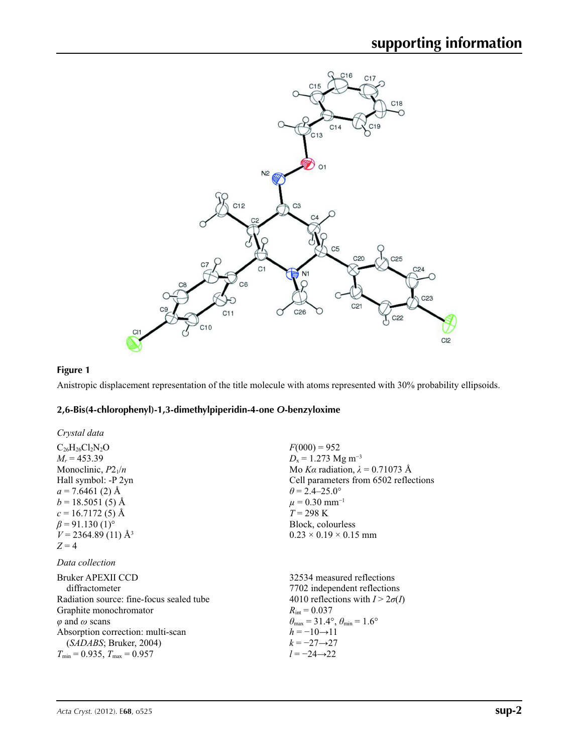**Figure 1**

Anistropic displacement representation of the title molecule with atoms represented with 30% probability ellipsoids.

## 2,6-Bis(4-chlorophenyl)-1,3-dimethylpiperidin-4-one *O*-benzyloxime

### *Crystal data*

$C_{26}H_{26}Cl_2N_2O$
$M_r = 453.39$
Monoclinic, $P2_1/n$
Hall symbol: -P 2yn
$a = 7.6461$ (2) Å
$b = 18.5051$ (5) Å
$c = 16.7172$ (5) Å
$\beta = 91.130$ (1)°
$V = 2364.89$ (11) Å$^3$
$Z = 4$
$F(000) = 952$
$D_x = 1.273$ Mg m$^{-3}$
Mo $K\alpha$ radiation, $\lambda = 0.71073$ Å
Cell parameters from 6502 reflections
$\theta = 2.4$–$25.0°$
$\mu = 0.30$ mm$^{-1}$
$T = 298$ K
Block, colourless
0.23 × 0.19 × 0.15 mm

### *Data collection*

Bruker APEXII CCD diffractometer
Radiation source: fine-focus sealed tube
Graphite monochromator
$\varphi$ and $\omega$ scans
Absorption correction: multi-scan (*SADABS*; Bruker, 2004)
$T_{min} = 0.935$, $T_{max} = 0.957$
32534 measured reflections
7702 independent reflections
4010 reflections with $I > 2\sigma(I)$
$R_{int} = 0.037$
$\theta_{max} = 31.4°$, $\theta_{min} = 1.6°$
$h = -10 \rightarrow 11$
$k = -27 \rightarrow 27$
$l = -24 \rightarrow 22$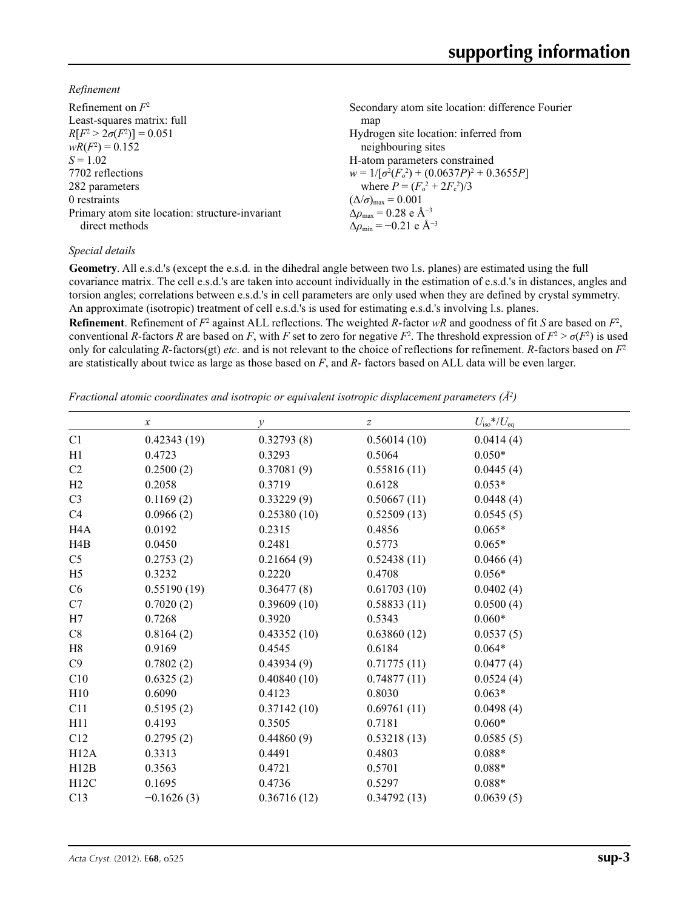*Refinement*

Refinement on $F^2$
Least-squares matrix: full
$R[F^2 > 2\sigma(F^2)] = 0.051$
$wR(F^2) = 0.152$
$S = 1.02$
7702 reflections
282 parameters
0 restraints
Primary atom site location: structure-invariant direct methods
Secondary atom site location: difference Fourier map
Hydrogen site location: inferred from neighbouring sites
H-atom parameters constrained
$w = 1/[\sigma^2(F_o^2) + (0.0637P)^2 + 0.3655P]$ where $P = (F_o^2 + 2F_c^2)/3$
$(\Delta/\sigma)_{max} = 0.001$
$\Delta\rho_{max} = 0.28$ e Å$^{-3}$
$\Delta\rho_{min} = -0.21$ e Å$^{-3}$

*Special details*

**Geometry**. All e.s.d.'s (except the e.s.d. in the dihedral angle between two l.s. planes) are estimated using the full covariance matrix. The cell e.s.d.'s are taken into account individually in the estimation of e.s.d.'s in distances, angles and torsion angles; correlations between e.s.d.'s in cell parameters are only used when they are defined by crystal symmetry. An approximate (isotropic) treatment of cell e.s.d.'s is used for estimating e.s.d.'s involving l.s. planes.

**Refinement**. Refinement of $F^2$ against ALL reflections. The weighted $R$-factor $wR$ and goodness of fit $S$ are based on $F^2$, conventional $R$-factors $R$ are based on $F$, with $F$ set to zero for negative $F^2$. The threshold expression of $F^2 > \sigma(F^2)$ is used only for calculating $R$-factors(gt) *etc*. and is not relevant to the choice of reflections for refinement. $R$-factors based on $F^2$ are statistically about twice as large as those based on $F$, and $R$- factors based on ALL data will be even larger.

*Fractional atomic coordinates and isotropic or equivalent isotropic displacement parameters (Å$^2$)*

| | $x$ | $y$ | $z$ | $U_{iso}$*/$U_{eq}$ |
|---|---|---|---|---|
| C1 | 0.42343 (19) | 0.32793 (8) | 0.56014 (10) | 0.0414 (4) |
| H1 | 0.4723 | 0.3293 | 0.5064 | 0.050* |
| C2 | 0.2500 (2) | 0.37081 (9) | 0.55816 (11) | 0.0445 (4) |
| H2 | 0.2058 | 0.3719 | 0.6128 | 0.053* |
| C3 | 0.1169 (2) | 0.33229 (9) | 0.50667 (11) | 0.0448 (4) |
| C4 | 0.0966 (2) | 0.25380 (10) | 0.52509 (13) | 0.0545 (5) |
| H4A | 0.0192 | 0.2315 | 0.4856 | 0.065* |
| H4B | 0.0450 | 0.2481 | 0.5773 | 0.065* |
| C5 | 0.2753 (2) | 0.21664 (9) | 0.52438 (11) | 0.0466 (4) |
| H5 | 0.3232 | 0.2220 | 0.4708 | 0.056* |
| C6 | 0.55190 (19) | 0.36477 (8) | 0.61703 (10) | 0.0402 (4) |
| C7 | 0.7020 (2) | 0.39609 (10) | 0.58833 (11) | 0.0500 (4) |
| H7 | 0.7268 | 0.3920 | 0.5343 | 0.060* |
| C8 | 0.8164 (2) | 0.43352 (10) | 0.63860 (12) | 0.0537 (5) |
| H8 | 0.9169 | 0.4545 | 0.6184 | 0.064* |
| C9 | 0.7802 (2) | 0.43934 (9) | 0.71775 (11) | 0.0477 (4) |
| C10 | 0.6325 (2) | 0.40840 (10) | 0.74877 (11) | 0.0524 (4) |
| H10 | 0.6090 | 0.4123 | 0.8030 | 0.063* |
| C11 | 0.5195 (2) | 0.37142 (10) | 0.69761 (11) | 0.0498 (4) |
| H11 | 0.4193 | 0.3505 | 0.7181 | 0.060* |
| C12 | 0.2795 (2) | 0.44860 (9) | 0.53218 (13) | 0.0585 (5) |
| H12A | 0.3313 | 0.4491 | 0.4803 | 0.088* |
| H12B | 0.3563 | 0.4721 | 0.5701 | 0.088* |
| H12C | 0.1695 | 0.4736 | 0.5297 | 0.088* |
| C13 | −0.1626 (3) | 0.36716 (12) | 0.34792 (13) | 0.0639 (5) |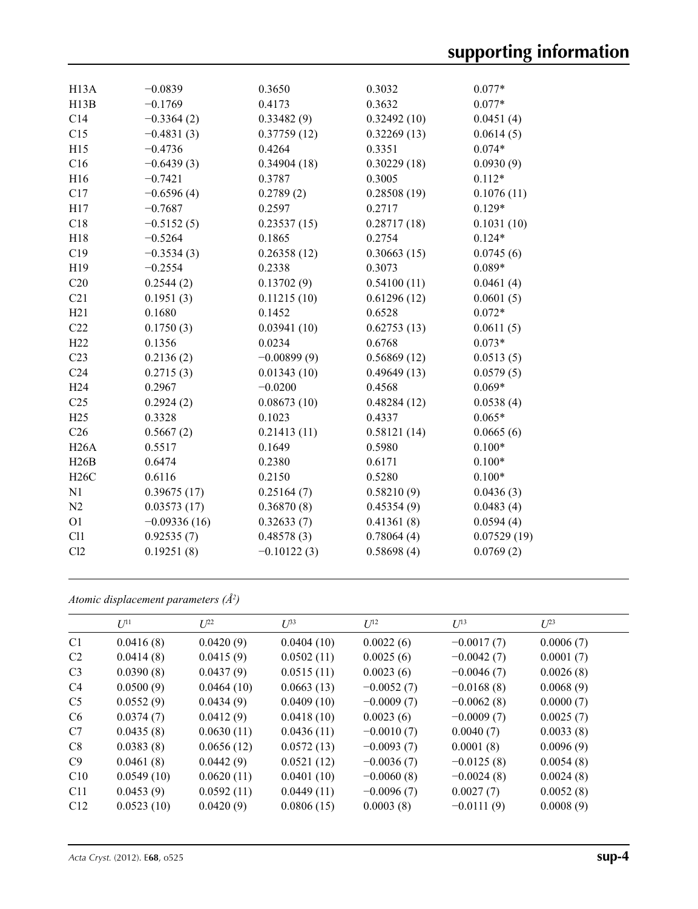| | | | | |
|---|---|---|---|---|
| H13A | −0.0839 | 0.3650 | 0.3032 | 0.077* |
| H13B | −0.1769 | 0.4173 | 0.3632 | 0.077* |
| C14 | −0.3364 (2) | 0.33482 (9) | 0.32492 (10) | 0.0451 (4) |
| C15 | −0.4831 (3) | 0.37759 (12) | 0.32269 (13) | 0.0614 (5) |
| H15 | −0.4736 | 0.4264 | 0.3351 | 0.074* |
| C16 | −0.6439 (3) | 0.34904 (18) | 0.30229 (18) | 0.0930 (9) |
| H16 | −0.7421 | 0.3787 | 0.3005 | 0.112* |
| C17 | −0.6596 (4) | 0.2789 (2) | 0.28508 (19) | 0.1076 (11) |
| H17 | −0.7687 | 0.2597 | 0.2717 | 0.129* |
| C18 | −0.5152 (5) | 0.23537 (15) | 0.28717 (18) | 0.1031 (10) |
| H18 | −0.5264 | 0.1865 | 0.2754 | 0.124* |
| C19 | −0.3534 (3) | 0.26358 (12) | 0.30663 (15) | 0.0745 (6) |
| H19 | −0.2554 | 0.2338 | 0.3073 | 0.089* |
| C20 | 0.2544 (2) | 0.13702 (9) | 0.54100 (11) | 0.0461 (4) |
| C21 | 0.1951 (3) | 0.11215 (10) | 0.61296 (12) | 0.0601 (5) |
| H21 | 0.1680 | 0.1452 | 0.6528 | 0.072* |
| C22 | 0.1750 (3) | 0.03941 (10) | 0.62753 (13) | 0.0611 (5) |
| H22 | 0.1356 | 0.0234 | 0.6768 | 0.073* |
| C23 | 0.2136 (2) | −0.00899 (9) | 0.56869 (12) | 0.0513 (5) |
| C24 | 0.2715 (3) | 0.01343 (10) | 0.49649 (13) | 0.0579 (5) |
| H24 | 0.2967 | −0.0200 | 0.4568 | 0.069* |
| C25 | 0.2924 (2) | 0.08673 (10) | 0.48284 (12) | 0.0538 (4) |
| H25 | 0.3328 | 0.1023 | 0.4337 | 0.065* |
| C26 | 0.5667 (2) | 0.21413 (11) | 0.58121 (14) | 0.0665 (6) |
| H26A | 0.5517 | 0.1649 | 0.5980 | 0.100* |
| H26B | 0.6474 | 0.2380 | 0.6171 | 0.100* |
| H26C | 0.6116 | 0.2150 | 0.5280 | 0.100* |
| N1 | 0.39675 (17) | 0.25164 (7) | 0.58210 (9) | 0.0436 (3) |
| N2 | 0.03573 (17) | 0.36870 (8) | 0.45354 (9) | 0.0483 (4) |
| O1 | −0.09336 (16) | 0.32633 (7) | 0.41361 (8) | 0.0594 (4) |
| Cl1 | 0.92535 (7) | 0.48578 (3) | 0.78064 (4) | 0.07529 (19) |
| Cl2 | 0.19251 (8) | −0.10122 (3) | 0.58698 (4) | 0.0769 (2) |

*Atomic displacement parameters (Å²)*

| | $U^{11}$ | $U^{22}$ | $U^{33}$ | $U^{12}$ | $U^{13}$ | $U^{23}$ |
|---|---|---|---|---|---|---|
| C1 | 0.0416 (8) | 0.0420 (9) | 0.0404 (10) | 0.0022 (6) | −0.0017 (7) | 0.0006 (7) |
| C2 | 0.0414 (8) | 0.0415 (9) | 0.0502 (11) | 0.0025 (6) | −0.0042 (7) | 0.0001 (7) |
| C3 | 0.0390 (8) | 0.0437 (9) | 0.0515 (11) | 0.0023 (6) | −0.0046 (7) | 0.0026 (8) |
| C4 | 0.0500 (9) | 0.0464 (10) | 0.0663 (13) | −0.0052 (7) | −0.0168 (8) | 0.0068 (9) |
| C5 | 0.0552 (9) | 0.0434 (9) | 0.0409 (10) | −0.0009 (7) | −0.0062 (8) | 0.0000 (7) |
| C6 | 0.0374 (7) | 0.0412 (9) | 0.0418 (10) | 0.0023 (6) | −0.0009 (7) | 0.0025 (7) |
| C7 | 0.0435 (8) | 0.0630 (11) | 0.0436 (11) | −0.0010 (7) | 0.0040 (7) | 0.0033 (8) |
| C8 | 0.0383 (8) | 0.0656 (12) | 0.0572 (13) | −0.0093 (7) | 0.0001 (8) | 0.0096 (9) |
| C9 | 0.0461 (8) | 0.0442 (9) | 0.0521 (12) | −0.0036 (7) | −0.0125 (8) | 0.0054 (8) |
| C10 | 0.0549 (10) | 0.0620 (11) | 0.0401 (10) | −0.0060 (8) | −0.0024 (8) | 0.0024 (8) |
| C11 | 0.0453 (9) | 0.0592 (11) | 0.0449 (11) | −0.0096 (7) | 0.0027 (7) | 0.0052 (8) |
| C12 | 0.0523 (10) | 0.0420 (9) | 0.0806 (15) | 0.0003 (8) | −0.0111 (9) | 0.0008 (9) |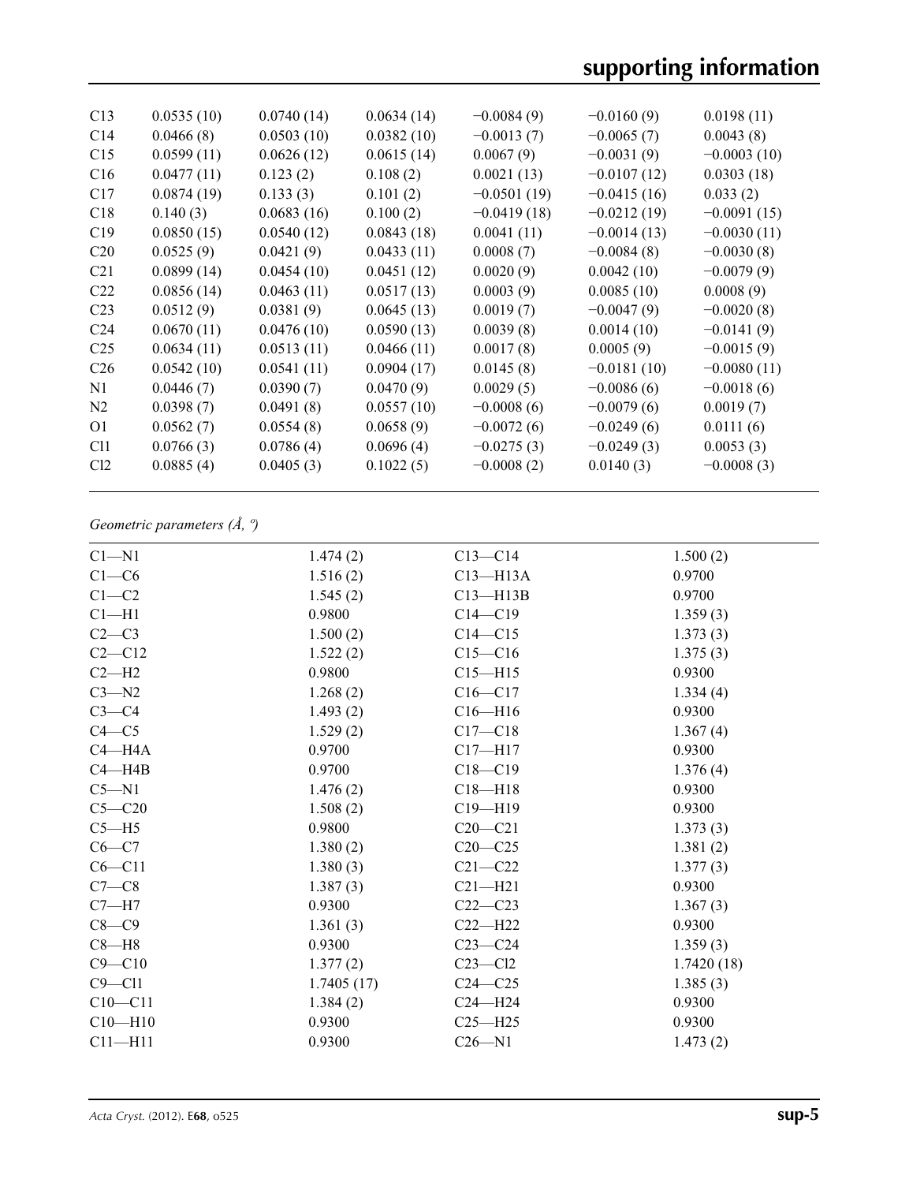| | | | | | | |
|---|---|---|---|---|---|---|
| C13 | 0.0535 (10) | 0.0740 (14) | 0.0634 (14) | −0.0084 (9) | −0.0160 (9) | 0.0198 (11) |
| C14 | 0.0466 (8) | 0.0503 (10) | 0.0382 (10) | −0.0013 (7) | −0.0065 (7) | 0.0043 (8) |
| C15 | 0.0599 (11) | 0.0626 (12) | 0.0615 (14) | 0.0067 (9) | −0.0031 (9) | −0.0003 (10) |
| C16 | 0.0477 (11) | 0.123 (2) | 0.108 (2) | 0.0021 (13) | −0.0107 (12) | 0.0303 (18) |
| C17 | 0.0874 (19) | 0.133 (3) | 0.101 (2) | −0.0501 (19) | −0.0415 (16) | 0.033 (2) |
| C18 | 0.140 (3) | 0.0683 (16) | 0.100 (2) | −0.0419 (18) | −0.0212 (19) | −0.0091 (15) |
| C19 | 0.0850 (15) | 0.0540 (12) | 0.0843 (18) | 0.0041 (11) | −0.0014 (13) | −0.0030 (11) |
| C20 | 0.0525 (9) | 0.0421 (9) | 0.0433 (11) | 0.0008 (7) | −0.0084 (8) | −0.0030 (8) |
| C21 | 0.0899 (14) | 0.0454 (10) | 0.0451 (12) | 0.0020 (9) | 0.0042 (10) | −0.0079 (9) |
| C22 | 0.0856 (14) | 0.0463 (11) | 0.0517 (13) | 0.0003 (9) | 0.0085 (10) | 0.0008 (9) |
| C23 | 0.0512 (9) | 0.0381 (9) | 0.0645 (13) | 0.0019 (7) | −0.0047 (9) | −0.0020 (8) |
| C24 | 0.0670 (11) | 0.0476 (10) | 0.0590 (13) | 0.0039 (8) | 0.0014 (10) | −0.0141 (9) |
| C25 | 0.0634 (11) | 0.0513 (11) | 0.0466 (11) | 0.0017 (8) | 0.0005 (9) | −0.0015 (9) |
| C26 | 0.0542 (10) | 0.0541 (11) | 0.0904 (17) | 0.0145 (8) | −0.0181 (10) | −0.0080 (11) |
| N1 | 0.0446 (7) | 0.0390 (7) | 0.0470 (9) | 0.0029 (5) | −0.0086 (6) | −0.0018 (6) |
| N2 | 0.0398 (7) | 0.0491 (8) | 0.0557 (10) | −0.0008 (6) | −0.0079 (6) | 0.0019 (7) |
| O1 | 0.0562 (7) | 0.0554 (8) | 0.0658 (9) | −0.0072 (6) | −0.0249 (6) | 0.0111 (6) |
| Cl1 | 0.0766 (3) | 0.0786 (4) | 0.0696 (4) | −0.0275 (3) | −0.0249 (3) | 0.0053 (3) |
| Cl2 | 0.0885 (4) | 0.0405 (3) | 0.1022 (5) | −0.0008 (2) | 0.0140 (3) | −0.0008 (3) |

*Geometric parameters (Å, º)*

| | | | |
|---|---|---|---|
| C1—N1 | 1.474 (2) | C13—C14 | 1.500 (2) |
| C1—C6 | 1.516 (2) | C13—H13A | 0.9700 |
| C1—C2 | 1.545 (2) | C13—H13B | 0.9700 |
| C1—H1 | 0.9800 | C14—C19 | 1.359 (3) |
| C2—C3 | 1.500 (2) | C14—C15 | 1.373 (3) |
| C2—C12 | 1.522 (2) | C15—C16 | 1.375 (3) |
| C2—H2 | 0.9800 | C15—H15 | 0.9300 |
| C3—N2 | 1.268 (2) | C16—C17 | 1.334 (4) |
| C3—C4 | 1.493 (2) | C16—H16 | 0.9300 |
| C4—C5 | 1.529 (2) | C17—C18 | 1.367 (4) |
| C4—H4A | 0.9700 | C17—H17 | 0.9300 |
| C4—H4B | 0.9700 | C18—C19 | 1.376 (4) |
| C5—N1 | 1.476 (2) | C18—H18 | 0.9300 |
| C5—C20 | 1.508 (2) | C19—H19 | 0.9300 |
| C5—H5 | 0.9800 | C20—C21 | 1.373 (3) |
| C6—C7 | 1.380 (2) | C20—C25 | 1.381 (2) |
| C6—C11 | 1.380 (3) | C21—C22 | 1.377 (3) |
| C7—C8 | 1.387 (3) | C21—H21 | 0.9300 |
| C7—H7 | 0.9300 | C22—C23 | 1.367 (3) |
| C8—C9 | 1.361 (3) | C22—H22 | 0.9300 |
| C8—H8 | 0.9300 | C23—C24 | 1.359 (3) |
| C9—C10 | 1.377 (2) | C23—Cl2 | 1.7420 (18) |
| C9—Cl1 | 1.7405 (17) | C24—C25 | 1.385 (3) |
| C10—C11 | 1.384 (2) | C24—H24 | 0.9300 |
| C10—H10 | 0.9300 | C25—H25 | 0.9300 |
| C11—H11 | 0.9300 | C26—N1 | 1.473 (2) |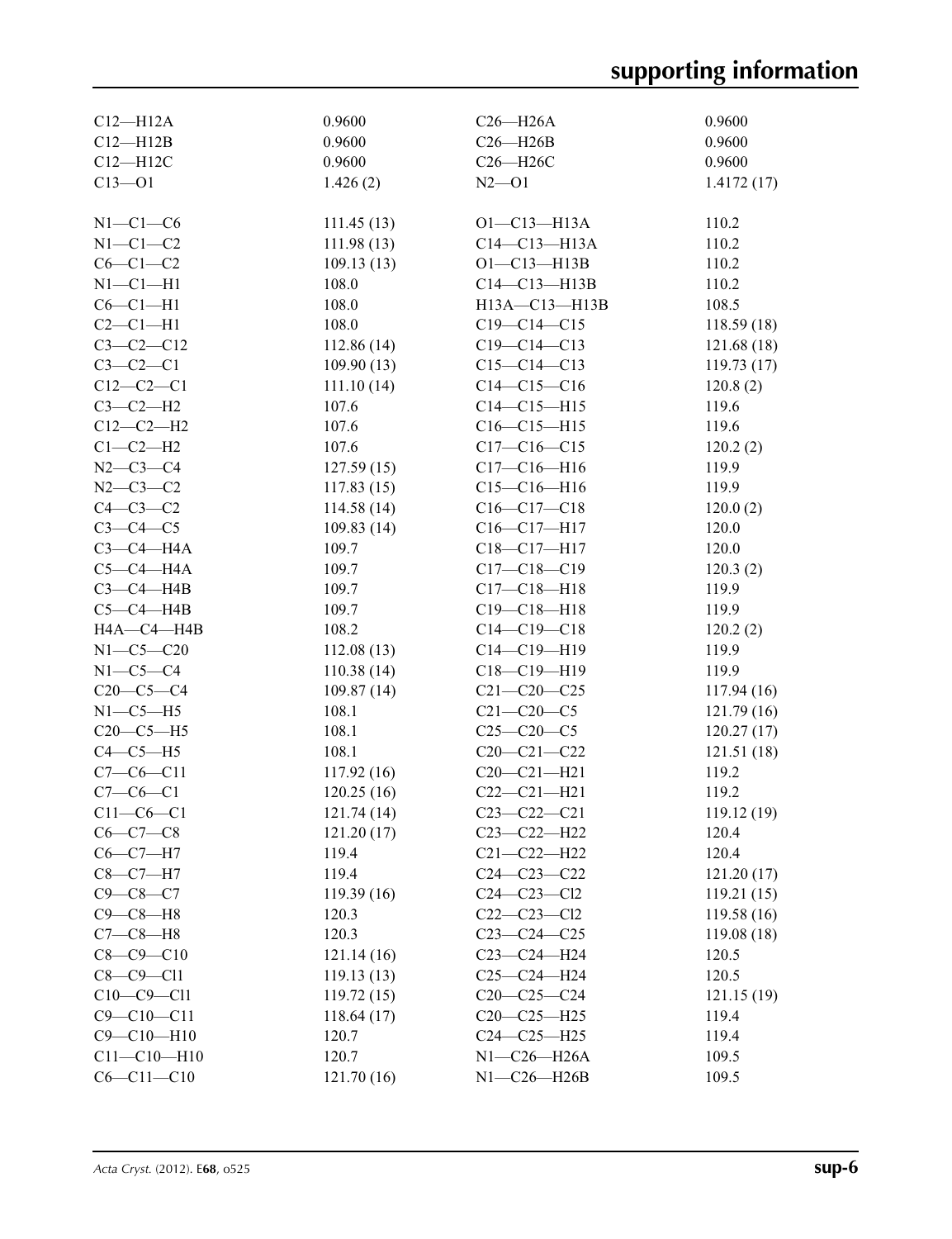| | | | |
|---|---|---|---|
| C12—H12A | 0.9600 | C26—H26A | 0.9600 |
| C12—H12B | 0.9600 | C26—H26B | 0.9600 |
| C12—H12C | 0.9600 | C26—H26C | 0.9600 |
| C13—O1 | 1.426 (2) | N2—O1 | 1.4172 (17) |
| | | | |
| N1—C1—C6 | 111.45 (13) | O1—C13—H13A | 110.2 |
| N1—C1—C2 | 111.98 (13) | C14—C13—H13A | 110.2 |
| C6—C1—C2 | 109.13 (13) | O1—C13—H13B | 110.2 |
| N1—C1—H1 | 108.0 | C14—C13—H13B | 110.2 |
| C6—C1—H1 | 108.0 | H13A—C13—H13B | 108.5 |
| C2—C1—H1 | 108.0 | C19—C14—C15 | 118.59 (18) |
| C3—C2—C12 | 112.86 (14) | C19—C14—C13 | 121.68 (18) |
| C3—C2—C1 | 109.90 (13) | C15—C14—C13 | 119.73 (17) |
| C12—C2—C1 | 111.10 (14) | C14—C15—C16 | 120.8 (2) |
| C3—C2—H2 | 107.6 | C14—C15—H15 | 119.6 |
| C12—C2—H2 | 107.6 | C16—C15—H15 | 119.6 |
| C1—C2—H2 | 107.6 | C17—C16—C15 | 120.2 (2) |
| N2—C3—C4 | 127.59 (15) | C17—C16—H16 | 119.9 |
| N2—C3—C2 | 117.83 (15) | C15—C16—H16 | 119.9 |
| C4—C3—C2 | 114.58 (14) | C16—C17—C18 | 120.0 (2) |
| C3—C4—C5 | 109.83 (14) | C16—C17—H17 | 120.0 |
| C3—C4—H4A | 109.7 | C18—C17—H17 | 120.0 |
| C5—C4—H4A | 109.7 | C17—C18—C19 | 120.3 (2) |
| C3—C4—H4B | 109.7 | C17—C18—H18 | 119.9 |
| C5—C4—H4B | 109.7 | C19—C18—H18 | 119.9 |
| H4A—C4—H4B | 108.2 | C14—C19—C18 | 120.2 (2) |
| N1—C5—C20 | 112.08 (13) | C14—C19—H19 | 119.9 |
| N1—C5—C4 | 110.38 (14) | C18—C19—H19 | 119.9 |
| C20—C5—C4 | 109.87 (14) | C21—C20—C25 | 117.94 (16) |
| N1—C5—H5 | 108.1 | C21—C20—C5 | 121.79 (16) |
| C20—C5—H5 | 108.1 | C25—C20—C5 | 120.27 (17) |
| C4—C5—H5 | 108.1 | C20—C21—C22 | 121.51 (18) |
| C7—C6—C11 | 117.92 (16) | C20—C21—H21 | 119.2 |
| C7—C6—C1 | 120.25 (16) | C22—C21—H21 | 119.2 |
| C11—C6—C1 | 121.74 (14) | C23—C22—C21 | 119.12 (19) |
| C6—C7—C8 | 121.20 (17) | C23—C22—H22 | 120.4 |
| C6—C7—H7 | 119.4 | C21—C22—H22 | 120.4 |
| C8—C7—H7 | 119.4 | C24—C23—C22 | 121.20 (17) |
| C9—C8—C7 | 119.39 (16) | C24—C23—Cl2 | 119.21 (15) |
| C9—C8—H8 | 120.3 | C22—C23—Cl2 | 119.58 (16) |
| C7—C8—H8 | 120.3 | C23—C24—C25 | 119.08 (18) |
| C8—C9—C10 | 121.14 (16) | C23—C24—H24 | 120.5 |
| C8—C9—Cl1 | 119.13 (13) | C25—C24—H24 | 120.5 |
| C10—C9—Cl1 | 119.72 (15) | C20—C25—C24 | 121.15 (19) |
| C9—C10—C11 | 118.64 (17) | C20—C25—H25 | 119.4 |
| C9—C10—H10 | 120.7 | C24—C25—H25 | 119.4 |
| C11—C10—H10 | 120.7 | N1—C26—H26A | 109.5 |
| C6—C11—C10 | 121.70 (16) | N1—C26—H26B | 109.5 |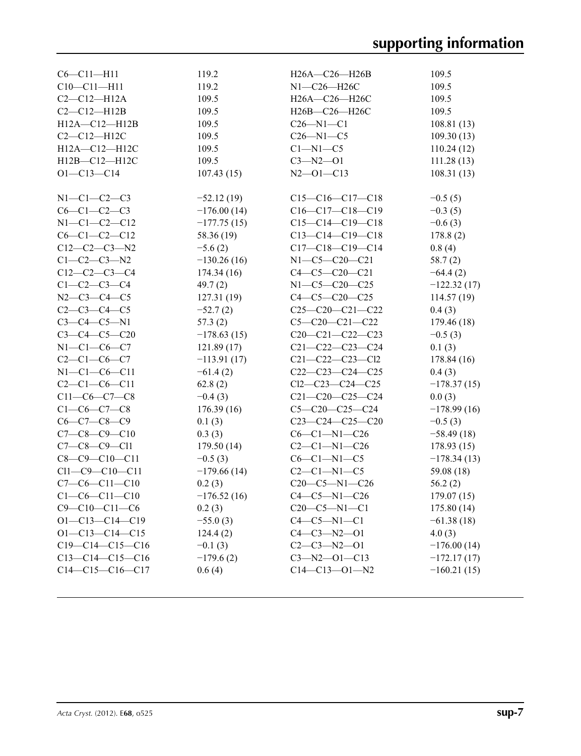| | | | |
|---|---|---|---|
| C6—C11—H11 | 119.2 | H26A—C26—H26B | 109.5 |
| C10—C11—H11 | 119.2 | N1—C26—H26C | 109.5 |
| C2—C12—H12A | 109.5 | H26A—C26—H26C | 109.5 |
| C2—C12—H12B | 109.5 | H26B—C26—H26C | 109.5 |
| H12A—C12—H12B | 109.5 | C26—N1—C1 | 108.81 (13) |
| C2—C12—H12C | 109.5 | C26—N1—C5 | 109.30 (13) |
| H12A—C12—H12C | 109.5 | C1—N1—C5 | 110.24 (12) |
| H12B—C12—H12C | 109.5 | C3—N2—O1 | 111.28 (13) |
| O1—C13—C14 | 107.43 (15) | N2—O1—C13 | 108.31 (13) |

| | | | |
|---|---|---|---|
| N1—C1—C2—C3 | −52.12 (19) | C15—C16—C17—C18 | −0.5 (5) |
| C6—C1—C2—C3 | −176.00 (14) | C16—C17—C18—C19 | −0.3 (5) |
| N1—C1—C2—C12 | −177.75 (15) | C15—C14—C19—C18 | −0.6 (3) |
| C6—C1—C2—C12 | 58.36 (19) | C13—C14—C19—C18 | 178.8 (2) |
| C12—C2—C3—N2 | −5.6 (2) | C17—C18—C19—C14 | 0.8 (4) |
| C1—C2—C3—N2 | −130.26 (16) | N1—C5—C20—C21 | 58.7 (2) |
| C12—C2—C3—C4 | 174.34 (16) | C4—C5—C20—C21 | −64.4 (2) |
| C1—C2—C3—C4 | 49.7 (2) | N1—C5—C20—C25 | −122.32 (17) |
| N2—C3—C4—C5 | 127.31 (19) | C4—C5—C20—C25 | 114.57 (19) |
| C2—C3—C4—C5 | −52.7 (2) | C25—C20—C21—C22 | 0.4 (3) |
| C3—C4—C5—N1 | 57.3 (2) | C5—C20—C21—C22 | 179.46 (18) |
| C3—C4—C5—C20 | −178.63 (15) | C20—C21—C22—C23 | −0.5 (3) |
| N1—C1—C6—C7 | 121.89 (17) | C21—C22—C23—C24 | 0.1 (3) |
| C2—C1—C6—C7 | −113.91 (17) | C21—C22—C23—Cl2 | 178.84 (16) |
| N1—C1—C6—C11 | −61.4 (2) | C22—C23—C24—C25 | 0.4 (3) |
| C2—C1—C6—C11 | 62.8 (2) | Cl2—C23—C24—C25 | −178.37 (15) |
| C11—C6—C7—C8 | −0.4 (3) | C21—C20—C25—C24 | 0.0 (3) |
| C1—C6—C7—C8 | 176.39 (16) | C5—C20—C25—C24 | −178.99 (16) |
| C6—C7—C8—C9 | 0.1 (3) | C23—C24—C25—C20 | −0.5 (3) |
| C7—C8—C9—C10 | 0.3 (3) | C6—C1—N1—C26 | −58.49 (18) |
| C7—C8—C9—Cl1 | 179.50 (14) | C2—C1—N1—C26 | 178.93 (15) |
| C8—C9—C10—C11 | −0.5 (3) | C6—C1—N1—C5 | −178.34 (13) |
| Cl1—C9—C10—C11 | −179.66 (14) | C2—C1—N1—C5 | 59.08 (18) |
| C7—C6—C11—C10 | 0.2 (3) | C20—C5—N1—C26 | 56.2 (2) |
| C1—C6—C11—C10 | −176.52 (16) | C4—C5—N1—C26 | 179.07 (15) |
| C9—C10—C11—C6 | 0.2 (3) | C20—C5—N1—C1 | 175.80 (14) |
| O1—C13—C14—C19 | −55.0 (3) | C4—C5—N1—C1 | −61.38 (18) |
| O1—C13—C14—C15 | 124.4 (2) | C4—C3—N2—O1 | 4.0 (3) |
| C19—C14—C15—C16 | −0.1 (3) | C2—C3—N2—O1 | −176.00 (14) |
| C13—C14—C15—C16 | −179.6 (2) | C3—N2—O1—C13 | −172.17 (17) |
| C14—C15—C16—C17 | 0.6 (4) | C14—C13—O1—N2 | −160.21 (15) |